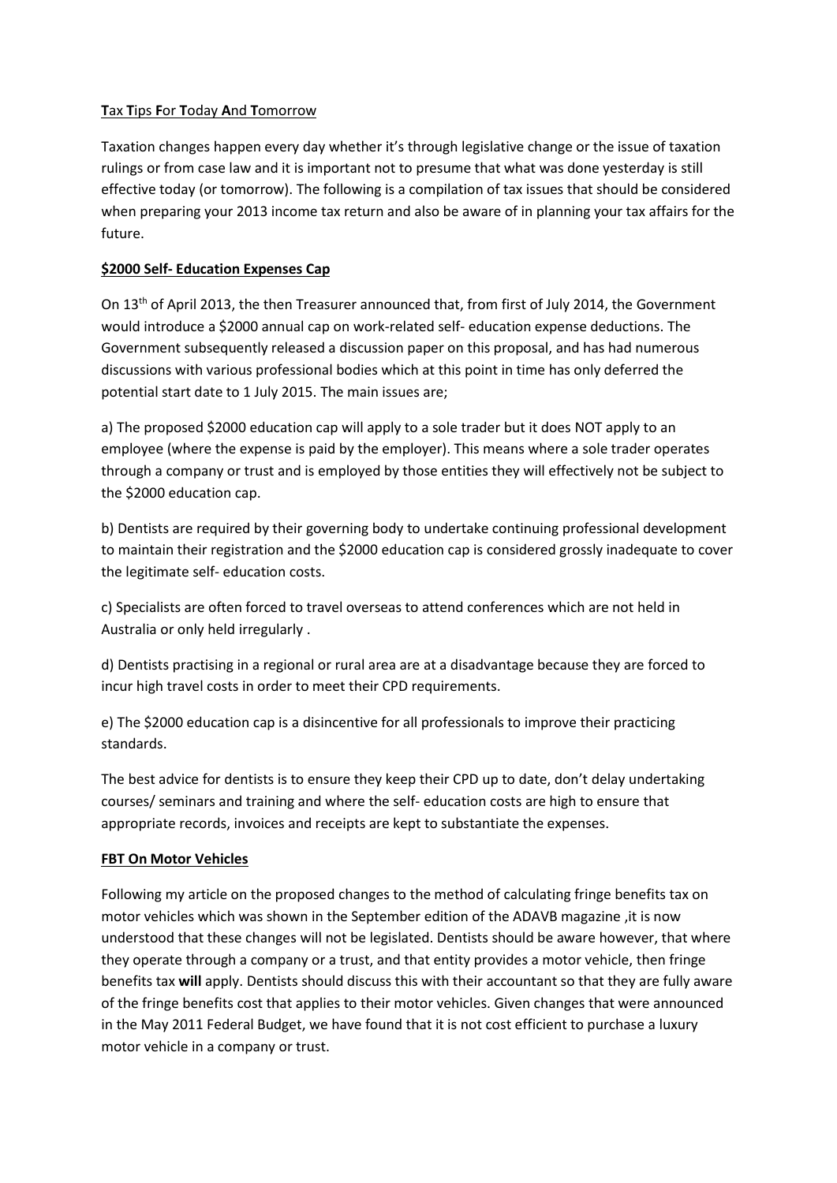**T**ax **T**ips **F**or **T**oday **A**nd **T**omorrow

Taxation changes happen every day whether it's through legislative change or the issue of taxation rulings or from case law and it is important not to presume that what was done yesterday is still effective today (or tomorrow). The following is a compilation of tax issues that should be considered when preparing your 2013 income tax return and also be aware of in planning your tax affairs for the future.

**$2000 Self- Education Expenses Cap**

On 13th of April 2013, the then Treasurer announced that, from first of July 2014, the Government would introduce a $2000 annual cap on work-related self- education expense deductions. The Government subsequently released a discussion paper on this proposal, and has had numerous discussions with various professional bodies which at this point in time has only deferred the potential start date to 1 July 2015. The main issues are;

a) The proposed $2000 education cap will apply to a sole trader but it does NOT apply to an employee (where the expense is paid by the employer). This means where a sole trader operates through a company or trust and is employed by those entities they will effectively not be subject to the $2000 education cap.

b) Dentists are required by their governing body to undertake continuing professional development to maintain their registration and the $2000 education cap is considered grossly inadequate to cover the legitimate self- education costs.

c) Specialists are often forced to travel overseas to attend conferences which are not held in Australia or only held irregularly .

d) Dentists practising in a regional or rural area are at a disadvantage because they are forced to incur high travel costs in order to meet their CPD requirements.

e) The $2000 education cap is a disincentive for all professionals to improve their practicing standards.

The best advice for dentists is to ensure they keep their CPD up to date, don't delay undertaking courses/ seminars and training and where the self- education costs are high to ensure that appropriate records, invoices and receipts are kept to substantiate the expenses.

**FBT On Motor Vehicles**

Following my article on the proposed changes to the method of calculating fringe benefits tax on motor vehicles which was shown in the September edition of the ADAVB magazine ,it is now understood that these changes will not be legislated. Dentists should be aware however, that where they operate through a company or a trust, and that entity provides a motor vehicle, then fringe benefits tax **will** apply. Dentists should discuss this with their accountant so that they are fully aware of the fringe benefits cost that applies to their motor vehicles. Given changes that were announced in the May 2011 Federal Budget, we have found that it is not cost efficient to purchase a luxury motor vehicle in a company or trust.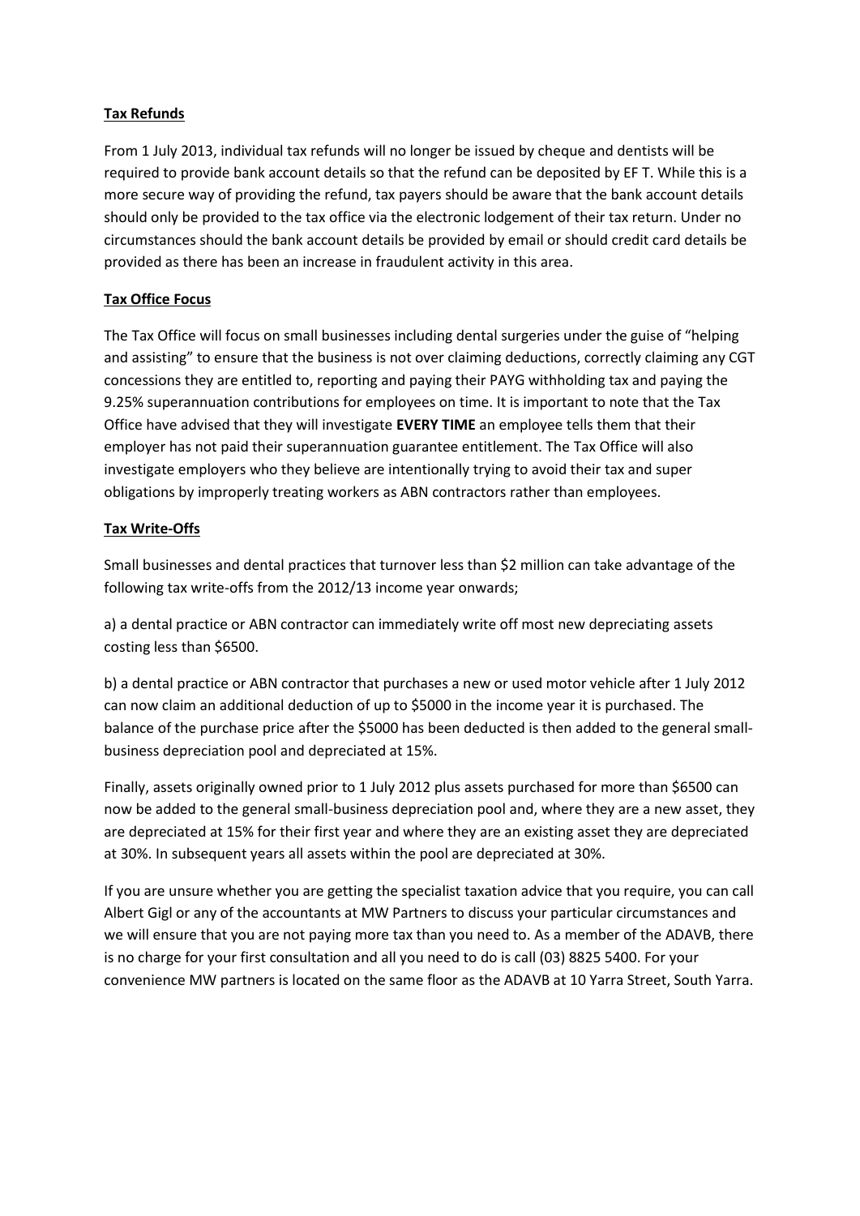**Tax Refunds**

From 1 July 2013, individual tax refunds will no longer be issued by cheque and dentists will be required to provide bank account details so that the refund can be deposited by EF T. While this is a more secure way of providing the refund, tax payers should be aware that the bank account details should only be provided to the tax office via the electronic lodgement of their tax return. Under no circumstances should the bank account details be provided by email or should credit card details be provided as there has been an increase in fraudulent activity in this area.

**Tax Office Focus**

The Tax Office will focus on small businesses including dental surgeries under the guise of "helping and assisting" to ensure that the business is not over claiming deductions, correctly claiming any CGT concessions they are entitled to, reporting and paying their PAYG withholding tax and paying the 9.25% superannuation contributions for employees on time. It is important to note that the Tax Office have advised that they will investigate **EVERY TIME** an employee tells them that their employer has not paid their superannuation guarantee entitlement. The Tax Office will also investigate employers who they believe are intentionally trying to avoid their tax and super obligations by improperly treating workers as ABN contractors rather than employees.

**Tax Write-Offs**

Small businesses and dental practices that turnover less than $2 million can take advantage of the following tax write-offs from the 2012/13 income year onwards;

a) a dental practice or ABN contractor can immediately write off most new depreciating assets costing less than $6500.

b) a dental practice or ABN contractor that purchases a new or used motor vehicle after 1 July 2012 can now claim an additional deduction of up to $5000 in the income year it is purchased. The balance of the purchase price after the $5000 has been deducted is then added to the general small-business depreciation pool and depreciated at 15%.

Finally, assets originally owned prior to 1 July 2012 plus assets purchased for more than $6500 can now be added to the general small-business depreciation pool and, where they are a new asset, they are depreciated at 15% for their first year and where they are an existing asset they are depreciated at 30%. In subsequent years all assets within the pool are depreciated at 30%.

If you are unsure whether you are getting the specialist taxation advice that you require, you can call Albert Gigl or any of the accountants at MW Partners to discuss your particular circumstances and we will ensure that you are not paying more tax than you need to. As a member of the ADAVB, there is no charge for your first consultation and all you need to do is call (03) 8825 5400. For your convenience MW partners is located on the same floor as the ADAVB at 10 Yarra Street, South Yarra.